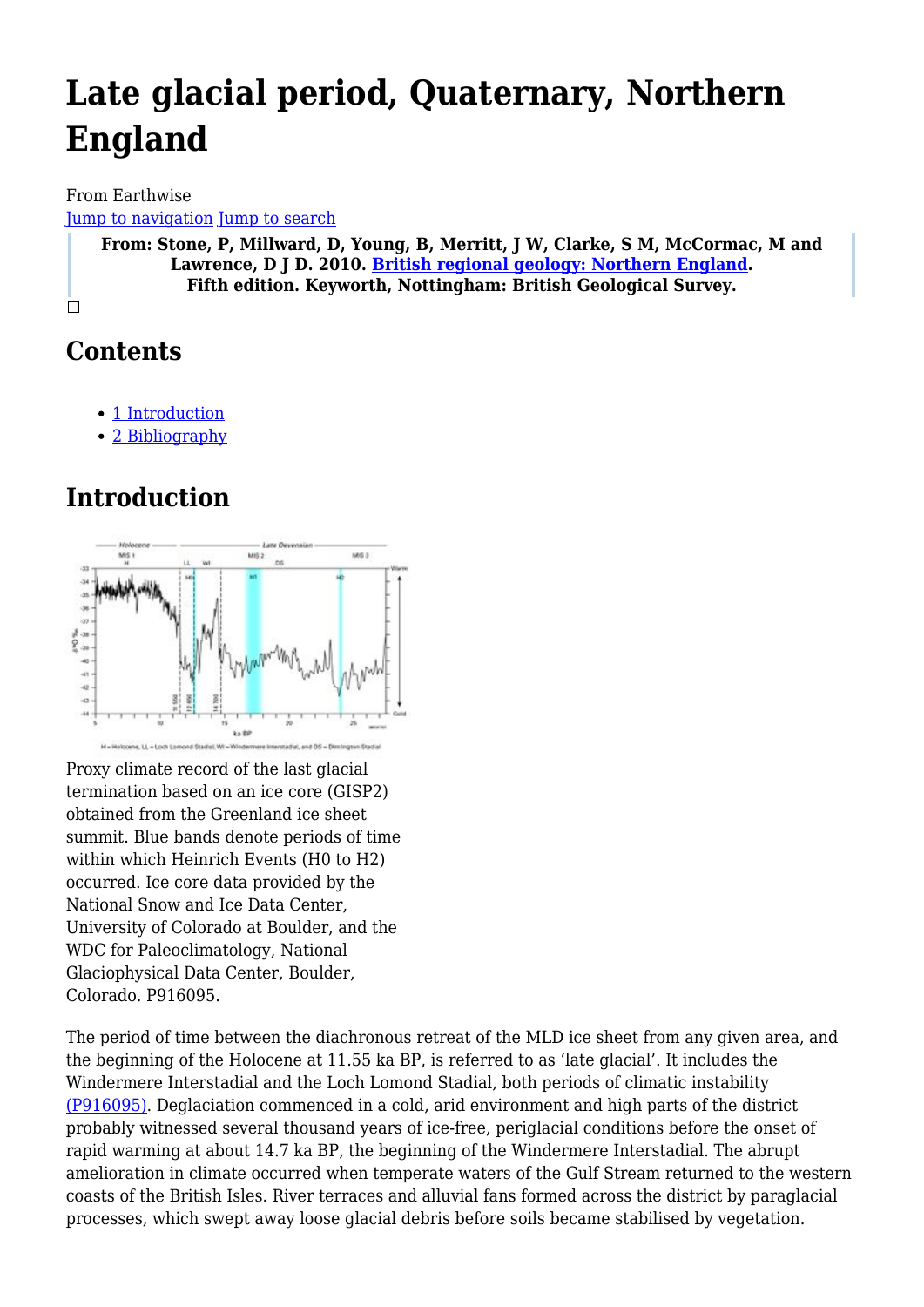# Late glacial period, Quaternary, Northern England

From Earthwise

Jump to navigation Jump to search

**From: Stone, P, Millward, D, Young, B, Merritt, J W, Clarke, S M, McCormac, M and Lawrence, D J D. 2010. British regional geology: Northern England. Fifth edition. Keyworth, Nottingham: British Geological Survey.**

## Contents

- 1 Introduction
- 2 Bibliography

## Introduction

Proxy climate record of the last glacial termination based on an ice core (GISP2) obtained from the Greenland ice sheet summit. Blue bands denote periods of time within which Heinrich Events (H0 to H2) occurred. Ice core data provided by the National Snow and Ice Data Center, University of Colorado at Boulder, and the WDC for Paleoclimatology, National Glaciophysical Data Center, Boulder, Colorado. P916095.

The period of time between the diachronous retreat of the MLD ice sheet from any given area, and the beginning of the Holocene at 11.55 ka BP, is referred to as 'late glacial'. It includes the Windermere Interstadial and the Loch Lomond Stadial, both periods of climatic instability (P916095). Deglaciation commenced in a cold, arid environment and high parts of the district probably witnessed several thousand years of ice-free, periglacial conditions before the onset of rapid warming at about 14.7 ka BP, the beginning of the Windermere Interstadial. The abrupt amelioration in climate occurred when temperate waters of the Gulf Stream returned to the western coasts of the British Isles. River terraces and alluvial fans formed across the district by paraglacial processes, which swept away loose glacial debris before soils became stabilised by vegetation.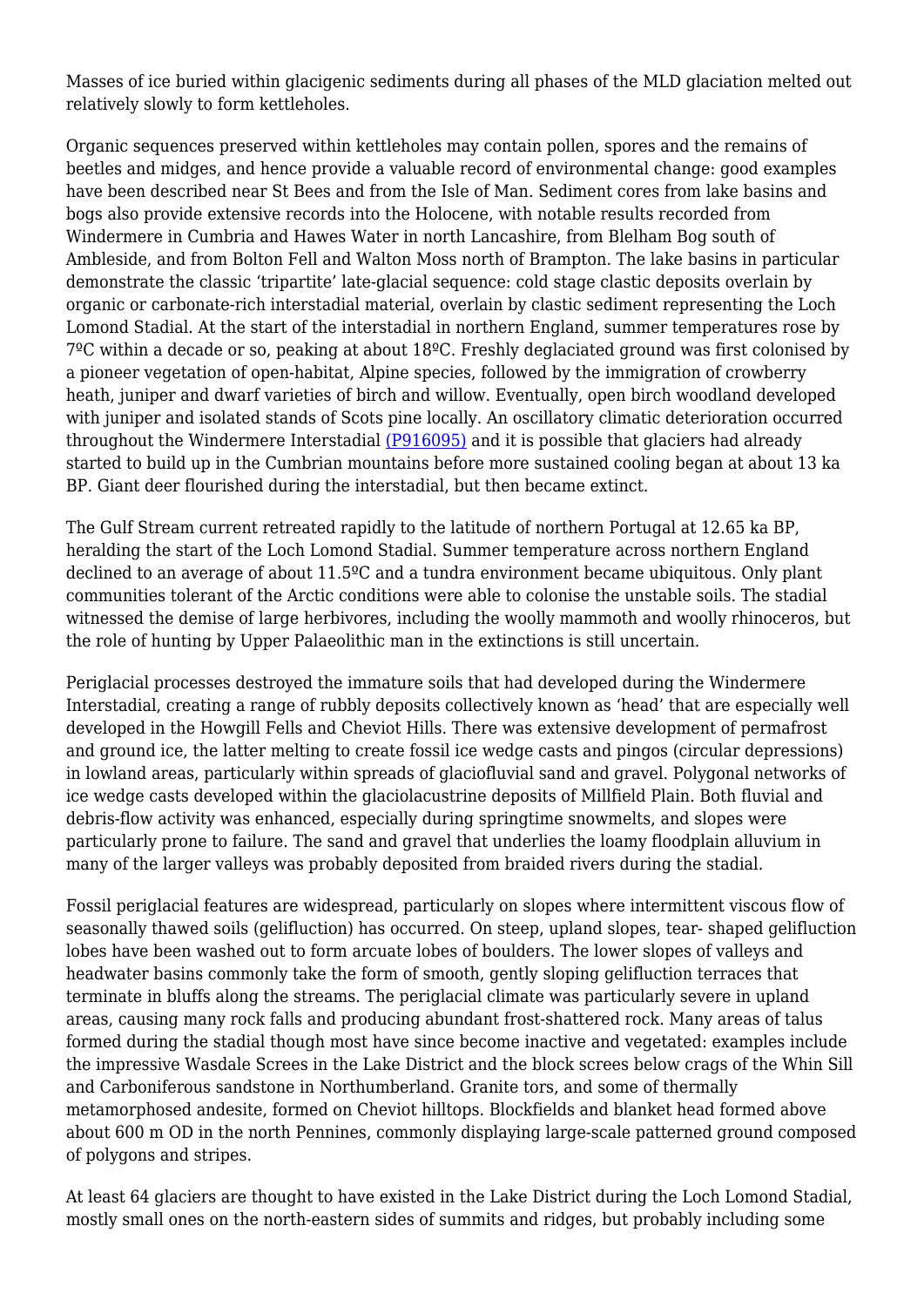Masses of ice buried within glacigenic sediments during all phases of the MLD glaciation melted out relatively slowly to form kettleholes.

Organic sequences preserved within kettleholes may contain pollen, spores and the remains of beetles and midges, and hence provide a valuable record of environmental change: good examples have been described near St Bees and from the Isle of Man. Sediment cores from lake basins and bogs also provide extensive records into the Holocene, with notable results recorded from Windermere in Cumbria and Hawes Water in north Lancashire, from Blelham Bog south of Ambleside, and from Bolton Fell and Walton Moss north of Brampton. The lake basins in particular demonstrate the classic 'tripartite' late-glacial sequence: cold stage clastic deposits overlain by organic or carbonate-rich interstadial material, overlain by clastic sediment representing the Loch Lomond Stadial. At the start of the interstadial in northern England, summer temperatures rose by 7ºC within a decade or so, peaking at about 18ºC. Freshly deglaciated ground was first colonised by a pioneer vegetation of open-habitat, Alpine species, followed by the immigration of crowberry heath, juniper and dwarf varieties of birch and willow. Eventually, open birch woodland developed with juniper and isolated stands of Scots pine locally. An oscillatory climatic deterioration occurred throughout the Windermere Interstadial (P916095) and it is possible that glaciers had already started to build up in the Cumbrian mountains before more sustained cooling began at about 13 ka BP. Giant deer flourished during the interstadial, but then became extinct.

The Gulf Stream current retreated rapidly to the latitude of northern Portugal at 12.65 ka BP, heralding the start of the Loch Lomond Stadial. Summer temperature across northern England declined to an average of about 11.5ºC and a tundra environment became ubiquitous. Only plant communities tolerant of the Arctic conditions were able to colonise the unstable soils. The stadial witnessed the demise of large herbivores, including the woolly mammoth and woolly rhinoceros, but the role of hunting by Upper Palaeolithic man in the extinctions is still uncertain.

Periglacial processes destroyed the immature soils that had developed during the Windermere Interstadial, creating a range of rubbly deposits collectively known as 'head' that are especially well developed in the Howgill Fells and Cheviot Hills. There was extensive development of permafrost and ground ice, the latter melting to create fossil ice wedge casts and pingos (circular depressions) in lowland areas, particularly within spreads of glaciofluvial sand and gravel. Polygonal networks of ice wedge casts developed within the glaciolacustrine deposits of Millfield Plain. Both fluvial and debris-flow activity was enhanced, especially during springtime snowmelts, and slopes were particularly prone to failure. The sand and gravel that underlies the loamy floodplain alluvium in many of the larger valleys was probably deposited from braided rivers during the stadial.

Fossil periglacial features are widespread, particularly on slopes where intermittent viscous flow of seasonally thawed soils (gelifluction) has occurred. On steep, upland slopes, tear- shaped gelifluction lobes have been washed out to form arcuate lobes of boulders. The lower slopes of valleys and headwater basins commonly take the form of smooth, gently sloping gelifluction terraces that terminate in bluffs along the streams. The periglacial climate was particularly severe in upland areas, causing many rock falls and producing abundant frost-shattered rock. Many areas of talus formed during the stadial though most have since become inactive and vegetated: examples include the impressive Wasdale Screes in the Lake District and the block screes below crags of the Whin Sill and Carboniferous sandstone in Northumberland. Granite tors, and some of thermally metamorphosed andesite, formed on Cheviot hilltops. Blockfields and blanket head formed above about 600 m OD in the north Pennines, commonly displaying large-scale patterned ground composed of polygons and stripes.

At least 64 glaciers are thought to have existed in the Lake District during the Loch Lomond Stadial, mostly small ones on the north-eastern sides of summits and ridges, but probably including some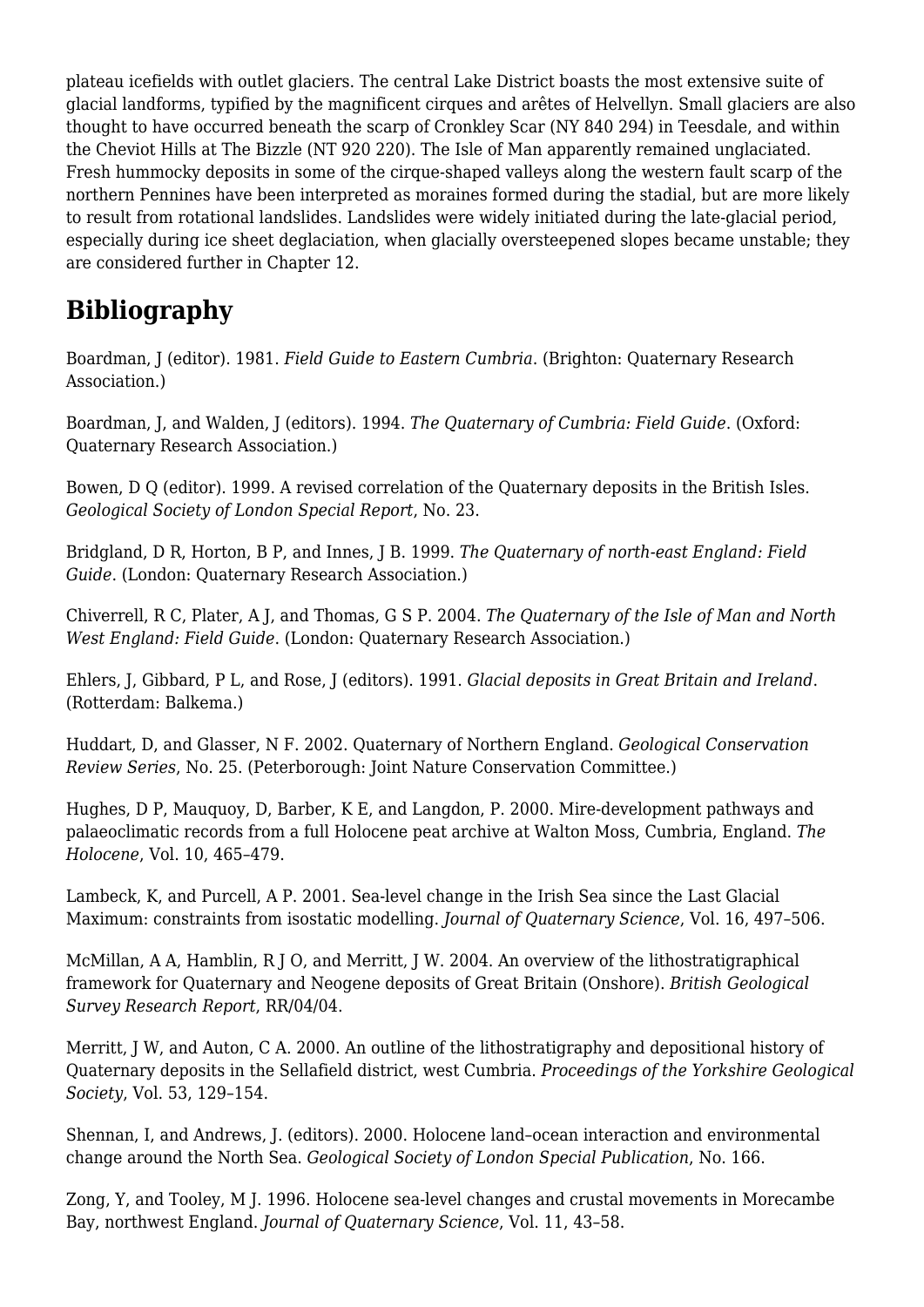plateau icefields with outlet glaciers. The central Lake District boasts the most extensive suite of glacial landforms, typified by the magnificent cirques and arêtes of Helvellyn. Small glaciers are also thought to have occurred beneath the scarp of Cronkley Scar (NY 840 294) in Teesdale, and within the Cheviot Hills at The Bizzle (NT 920 220). The Isle of Man apparently remained unglaciated. Fresh hummocky deposits in some of the cirque-shaped valleys along the western fault scarp of the northern Pennines have been interpreted as moraines formed during the stadial, but are more likely to result from rotational landslides. Landslides were widely initiated during the late-glacial period, especially during ice sheet deglaciation, when glacially oversteepened slopes became unstable; they are considered further in Chapter 12.

## Bibliography

Boardman, J (editor). 1981. *Field Guide to Eastern Cumbria*. (Brighton: Quaternary Research Association.)

Boardman, J, and Walden, J (editors). 1994. *The Quaternary of Cumbria: Field Guide*. (Oxford: Quaternary Research Association.)

Bowen, D Q (editor). 1999. A revised correlation of the Quaternary deposits in the British Isles. *Geological Society of London Special Report*, No. 23.

Bridgland, D R, Horton, B P, and Innes, J B. 1999. *The Quaternary of north-east England: Field Guide*. (London: Quaternary Research Association.)

Chiverrell, R C, Plater, A J, and Thomas, G S P. 2004. *The Quaternary of the Isle of Man and North West England: Field Guide*. (London: Quaternary Research Association.)

Ehlers, J, Gibbard, P L, and Rose, J (editors). 1991. *Glacial deposits in Great Britain and Ireland*. (Rotterdam: Balkema.)

Huddart, D, and Glasser, N F. 2002. Quaternary of Northern England. *Geological Conservation Review Series*, No. 25. (Peterborough: Joint Nature Conservation Committee.)

Hughes, D P, Mauquoy, D, Barber, K E, and Langdon, P. 2000. Mire-development pathways and palaeoclimatic records from a full Holocene peat archive at Walton Moss, Cumbria, England. *The Holocene*, Vol. 10, 465–479.

Lambeck, K, and Purcell, A P. 2001. Sea-level change in the Irish Sea since the Last Glacial Maximum: constraints from isostatic modelling. *Journal of Quaternary Science*, Vol. 16, 497–506.

McMillan, A A, Hamblin, R J O, and Merritt, J W. 2004. An overview of the lithostratigraphical framework for Quaternary and Neogene deposits of Great Britain (Onshore). *British Geological Survey Research Report*, RR/04/04.

Merritt, J W, and Auton, C A. 2000. An outline of the lithostratigraphy and depositional history of Quaternary deposits in the Sellafield district, west Cumbria. *Proceedings of the Yorkshire Geological Society*, Vol. 53, 129–154.

Shennan, I, and Andrews, J. (editors). 2000. Holocene land–ocean interaction and environmental change around the North Sea. *Geological Society of London Special Publication*, No. 166.

Zong, Y, and Tooley, M J. 1996. Holocene sea-level changes and crustal movements in Morecambe Bay, northwest England. *Journal of Quaternary Science*, Vol. 11, 43–58.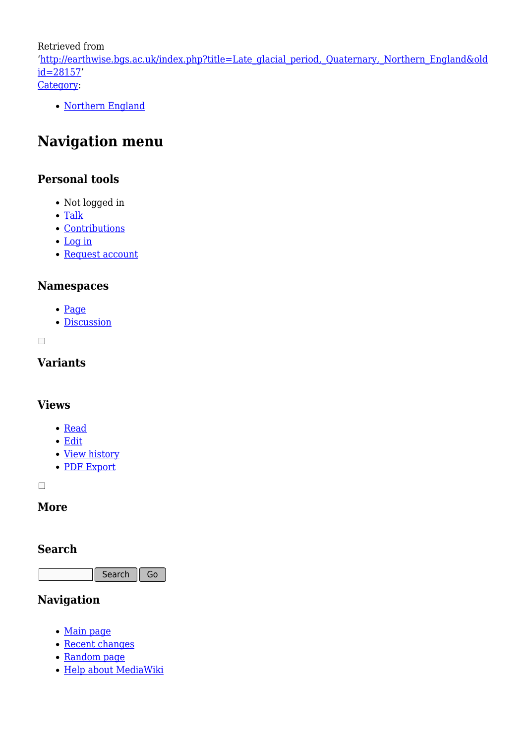Retrieved from
'http://earthwise.bgs.ac.uk/index.php?title=Late_glacial_period,_Quaternary,_Northern_England&oldid=28157'
Category:

- Northern England

## Navigation menu

### Personal tools

- Not logged in
- Talk
- Contributions
- Log in
- Request account

### Namespaces

- Page
- Discussion

### Variants

### Views

- Read
- Edit
- View history
- PDF Export

### More

### Search

Search Go

### Navigation

- Main page
- Recent changes
- Random page
- Help about MediaWiki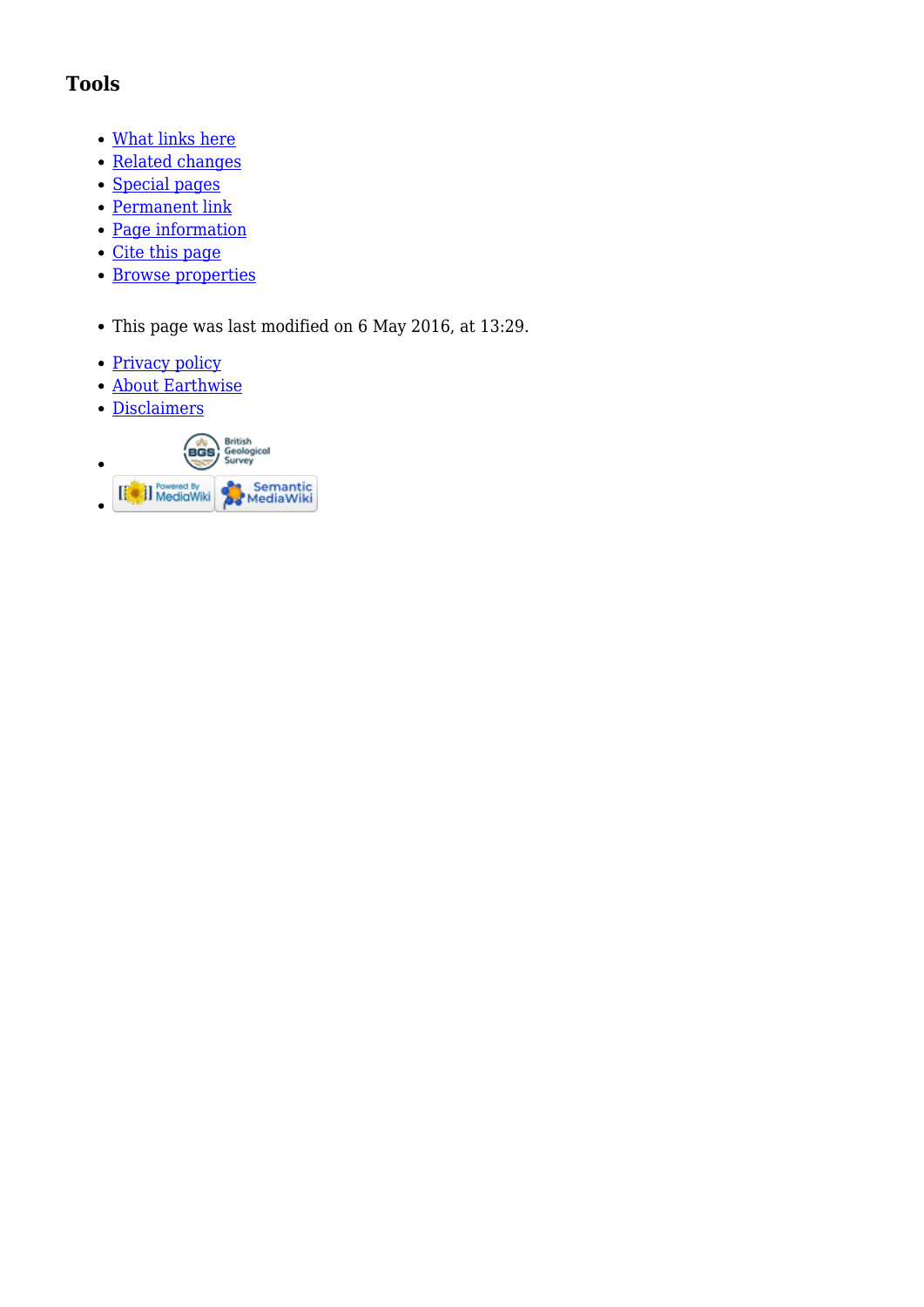### Tools

- What links here
- Related changes
- Special pages
- Permanent link
- Page information
- Cite this page
- Browse properties

- This page was last modified on 6 May 2016, at 13:29.

- Privacy policy
- About Earthwise
- Disclaimers